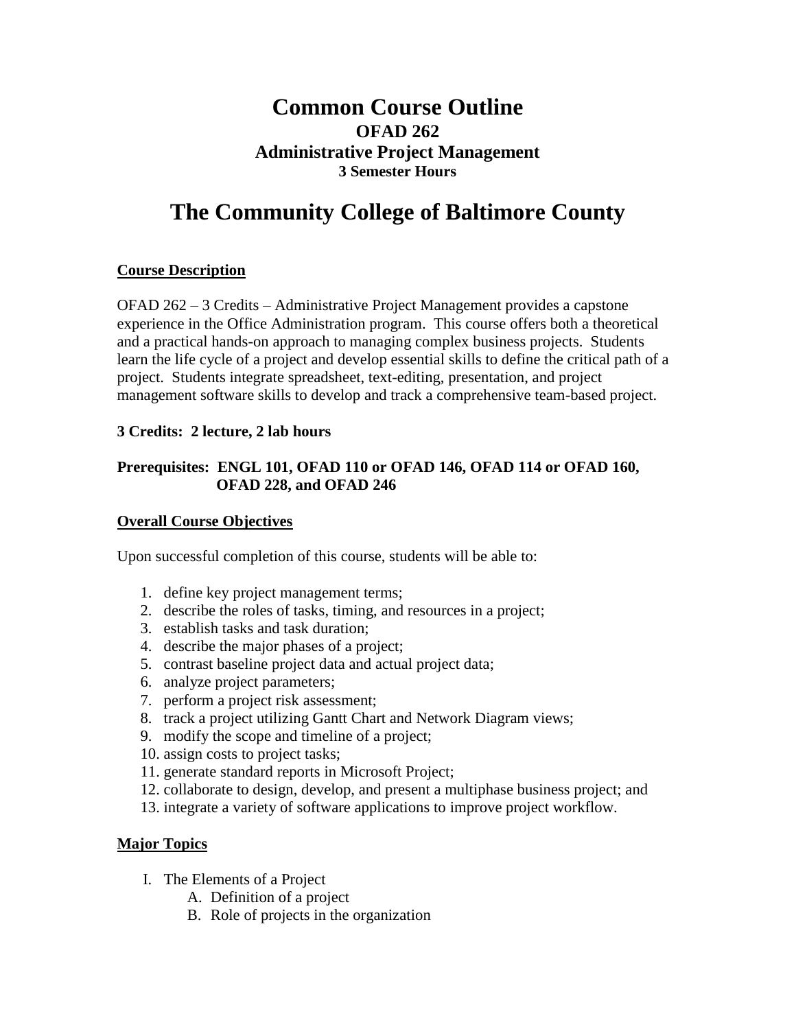# Common Course Outline

## OFAD 262
## Administrative Project Management
### 3 Semester Hours

# The Community College of Baltimore County

**Course Description**

OFAD 262 – 3 Credits – Administrative Project Management provides a capstone experience in the Office Administration program. This course offers both a theoretical and a practical hands-on approach to managing complex business projects. Students learn the life cycle of a project and develop essential skills to define the critical path of a project. Students integrate spreadsheet, text-editing, presentation, and project management software skills to develop and track a comprehensive team-based project.

**3 Credits: 2 lecture, 2 lab hours**

**Prerequisites: ENGL 101, OFAD 110 or OFAD 146, OFAD 114 or OFAD 160, OFAD 228, and OFAD 246**

**Overall Course Objectives**

Upon successful completion of this course, students will be able to:

1. define key project management terms;
2. describe the roles of tasks, timing, and resources in a project;
3. establish tasks and task duration;
4. describe the major phases of a project;
5. contrast baseline project data and actual project data;
6. analyze project parameters;
7. perform a project risk assessment;
8. track a project utilizing Gantt Chart and Network Diagram views;
9. modify the scope and timeline of a project;
10. assign costs to project tasks;
11. generate standard reports in Microsoft Project;
12. collaborate to design, develop, and present a multiphase business project; and
13. integrate a variety of software applications to improve project workflow.

**Major Topics**

I. The Elements of a Project
   A. Definition of a project
   B. Role of projects in the organization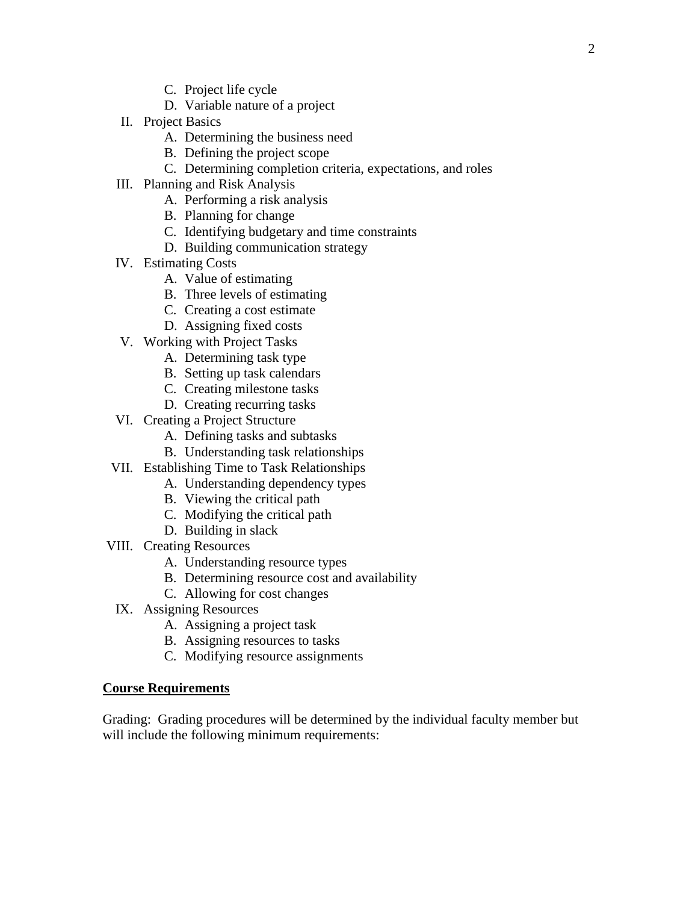C. Project life cycle
   D. Variable nature of a project

II. Project Basics
   A. Determining the business need
   B. Defining the project scope
   C. Determining completion criteria, expectations, and roles

III. Planning and Risk Analysis
   A. Performing a risk analysis
   B. Planning for change
   C. Identifying budgetary and time constraints
   D. Building communication strategy

IV. Estimating Costs
   A. Value of estimating
   B. Three levels of estimating
   C. Creating a cost estimate
   D. Assigning fixed costs

V. Working with Project Tasks
   A. Determining task type
   B. Setting up task calendars
   C. Creating milestone tasks
   D. Creating recurring tasks

VI. Creating a Project Structure
   A. Defining tasks and subtasks
   B. Understanding task relationships

VII. Establishing Time to Task Relationships
   A. Understanding dependency types
   B. Viewing the critical path
   C. Modifying the critical path
   D. Building in slack

VIII. Creating Resources
   A. Understanding resource types
   B. Determining resource cost and availability
   C. Allowing for cost changes

IX. Assigning Resources
   A. Assigning a project task
   B. Assigning resources to tasks
   C. Modifying resource assignments

**Course Requirements**

Grading: Grading procedures will be determined by the individual faculty member but will include the following minimum requirements: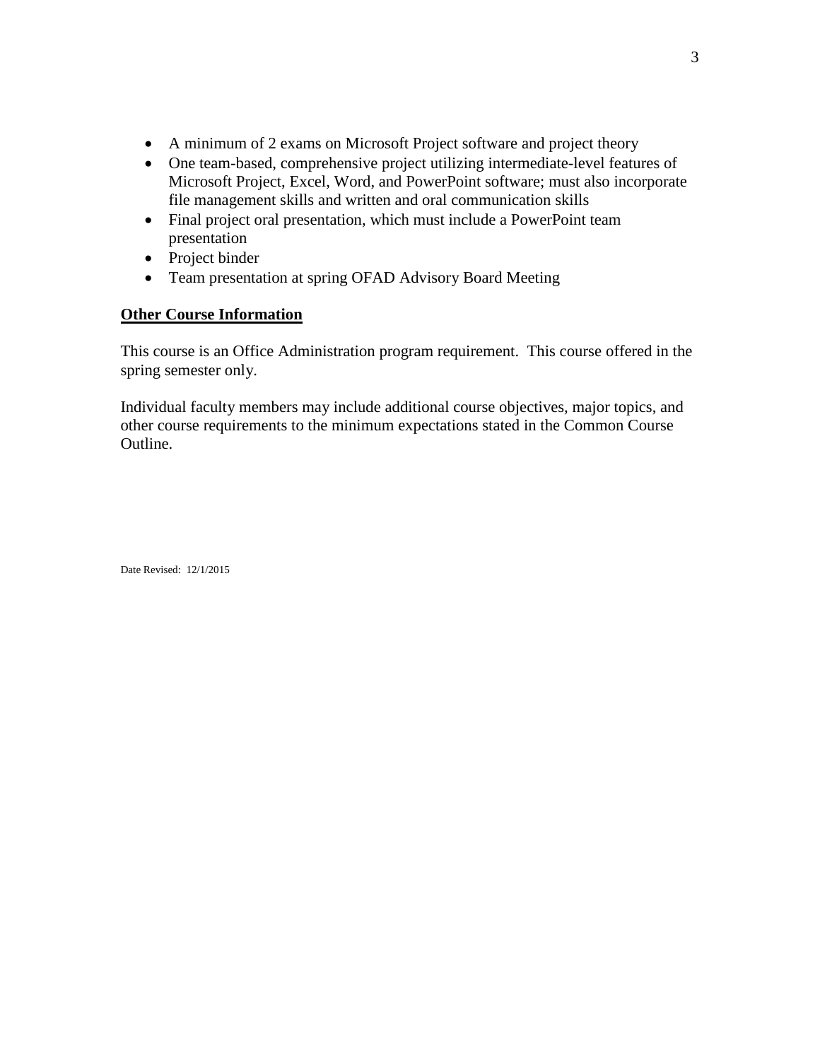- A minimum of 2 exams on Microsoft Project software and project theory
- One team-based, comprehensive project utilizing intermediate-level features of Microsoft Project, Excel, Word, and PowerPoint software; must also incorporate file management skills and written and oral communication skills
- Final project oral presentation, which must include a PowerPoint team presentation
- Project binder
- Team presentation at spring OFAD Advisory Board Meeting

## Other Course Information

This course is an Office Administration program requirement. This course offered in the spring semester only.

Individual faculty members may include additional course objectives, major topics, and other course requirements to the minimum expectations stated in the Common Course Outline.

Date Revised: 12/1/2015